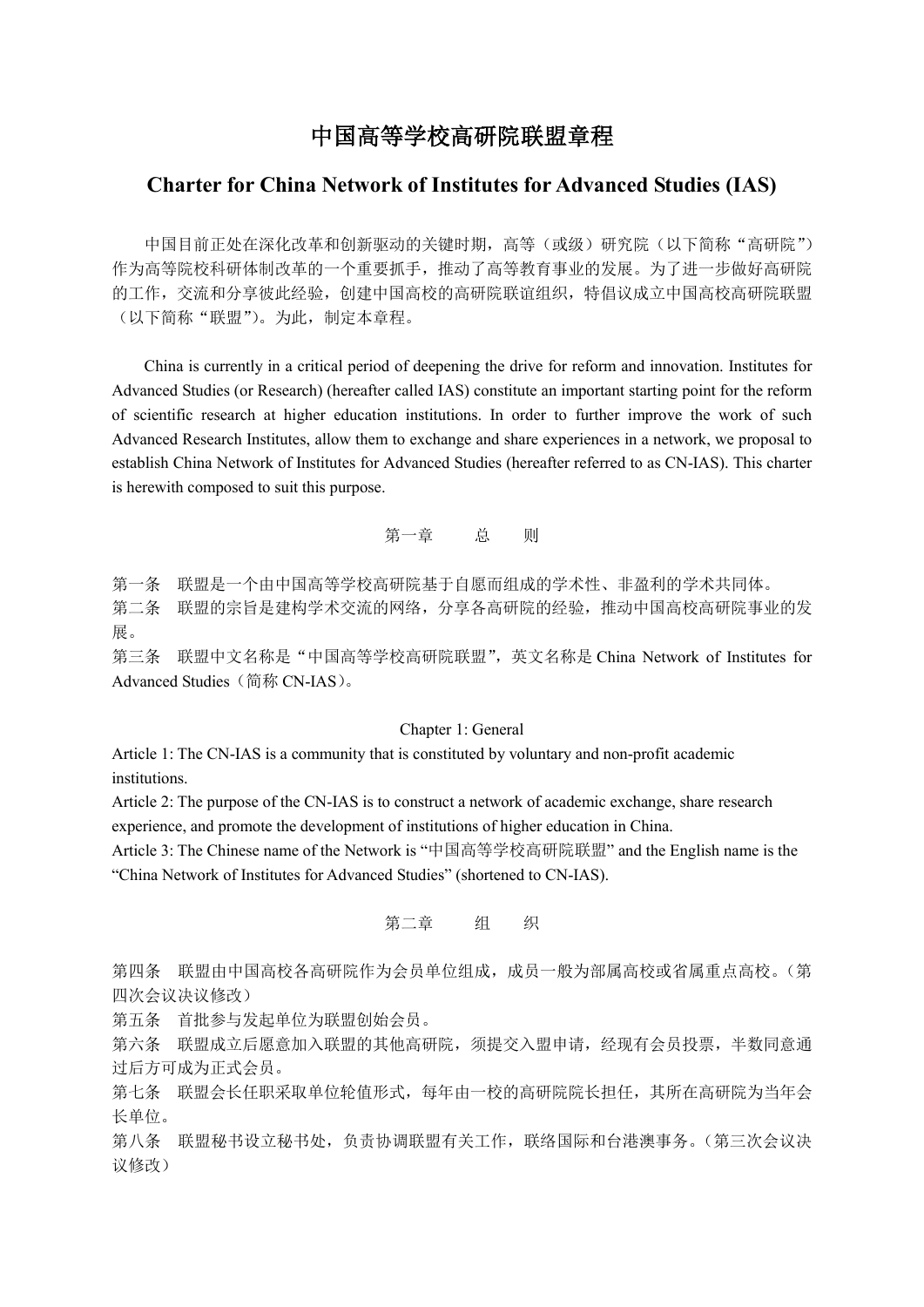# 中国高等学校高研院联盟章程

## Charter for China Network of Institutes for Advanced Studies (IAS)

中国目前正处在深化改革和创新驱动的关键时期，高等（或级）研究院（以下简称"高研院"）作为高等院校科研体制改革的一个重要抓手，推动了高等教育事业的发展。为了进一步做好高研院的工作，交流和分享彼此经验，创建中国高校的高研院联谊组织，特倡议成立中国高校高研院联盟（以下简称"联盟"）。为此，制定本章程。

China is currently in a critical period of deepening the drive for reform and innovation. Institutes for Advanced Studies (or Research) (hereafter called IAS) constitute an important starting point for the reform of scientific research at higher education institutions. In order to further improve the work of such Advanced Research Institutes, allow them to exchange and share experiences in a network, we proposal to establish China Network of Institutes for Advanced Studies (hereafter referred to as CN-IAS). This charter is herewith composed to suit this purpose.

### 第一章　总　则

第一条　联盟是一个由中国高等学校高研院基于自愿而组成的学术性、非盈利的学术共同体。

第二条　联盟的宗旨是建构学术交流的网络，分享各高研院的经验，推动中国高校高研院事业的发展。

第三条　联盟中文名称是"中国高等学校高研院联盟"，英文名称是 China Network of Institutes for Advanced Studies（简称 CN-IAS）。

### Chapter 1: General

Article 1: The CN-IAS is a community that is constituted by voluntary and non-profit academic institutions.

Article 2: The purpose of the CN-IAS is to construct a network of academic exchange, share research experience, and promote the development of institutions of higher education in China.

Article 3: The Chinese name of the Network is "中国高等学校高研院联盟" and the English name is the "China Network of Institutes for Advanced Studies" (shortened to CN-IAS).

### 第二章　组　织

第四条　联盟由中国高校各高研院作为会员单位组成，成员一般为部属高校或省属重点高校。（第四次会议决议修改）

第五条　首批参与发起单位为联盟创始会员。

第六条　联盟成立后愿意加入联盟的其他高研院，须提交入盟申请，经现有会员投票，半数同意通过后方可成为正式会员。

第七条　联盟会长任职采取单位轮值形式，每年由一校的高研院院长担任，其所在高研院为当年会长单位。

第八条　联盟秘书设立秘书处，负责协调联盟有关工作，联络国际和台港澳事务。（第三次会议决议修改）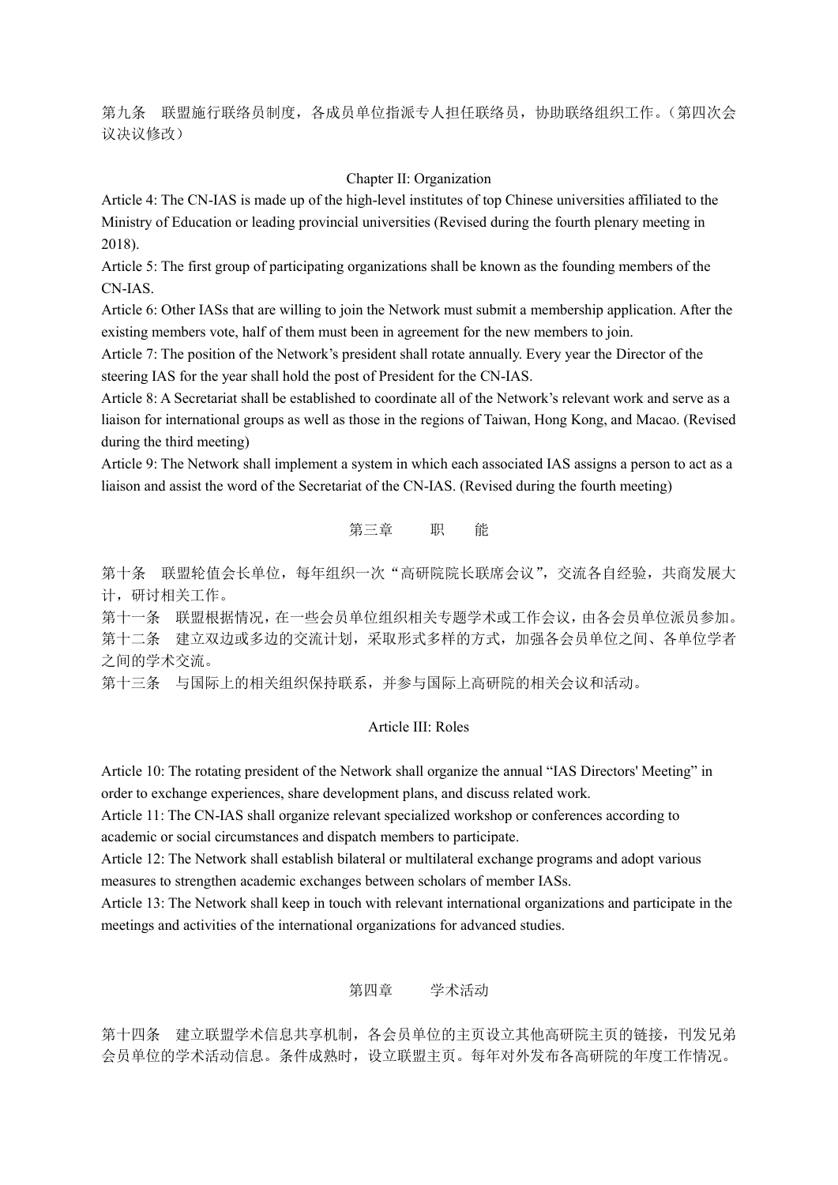第九条　联盟施行联络员制度，各成员单位指派专人担任联络员，协助联络组织工作。（第四次会议决议修改）

## Chapter II: Organization

Article 4: The CN-IAS is made up of the high-level institutes of top Chinese universities affiliated to the Ministry of Education or leading provincial universities (Revised during the fourth plenary meeting in 2018).

Article 5: The first group of participating organizations shall be known as the founding members of the CN-IAS.

Article 6: Other IASs that are willing to join the Network must submit a membership application. After the existing members vote, half of them must been in agreement for the new members to join.

Article 7: The position of the Network's president shall rotate annually. Every year the Director of the steering IAS for the year shall hold the post of President for the CN-IAS.

Article 8: A Secretariat shall be established to coordinate all of the Network's relevant work and serve as a liaison for international groups as well as those in the regions of Taiwan, Hong Kong, and Macao. (Revised during the third meeting)

Article 9: The Network shall implement a system in which each associated IAS assigns a person to act as a liaison and assist the word of the Secretariat of the CN-IAS. (Revised during the fourth meeting)

## 第三章　　职　　能

第十条　联盟轮值会长单位，每年组织一次“高研院院长联席会议”，交流各自经验，共商发展大计，研讨相关工作。

第十一条　联盟根据情况，在一些会员单位组织相关专题学术或工作会议，由各会员单位派员参加。

第十二条　建立双边或多边的交流计划，采取形式多样的方式，加强各会员单位之间、各单位学者之间的学术交流。

第十三条　与国际上的相关组织保持联系，并参与国际上高研院的相关会议和活动。

## Article III: Roles

Article 10: The rotating president of the Network shall organize the annual “IAS Directors' Meeting” in order to exchange experiences, share development plans, and discuss related work.

Article 11: The CN-IAS shall organize relevant specialized workshop or conferences according to academic or social circumstances and dispatch members to participate.

Article 12: The Network shall establish bilateral or multilateral exchange programs and adopt various measures to strengthen academic exchanges between scholars of member IASs.

Article 13: The Network shall keep in touch with relevant international organizations and participate in the meetings and activities of the international organizations for advanced studies.

## 第四章　　学术活动

第十四条　建立联盟学术信息共享机制，各会员单位的主页设立其他高研院主页的链接，刊发兄弟会员单位的学术活动信息。条件成熟时，设立联盟主页。每年对外发布各高研院的年度工作情况。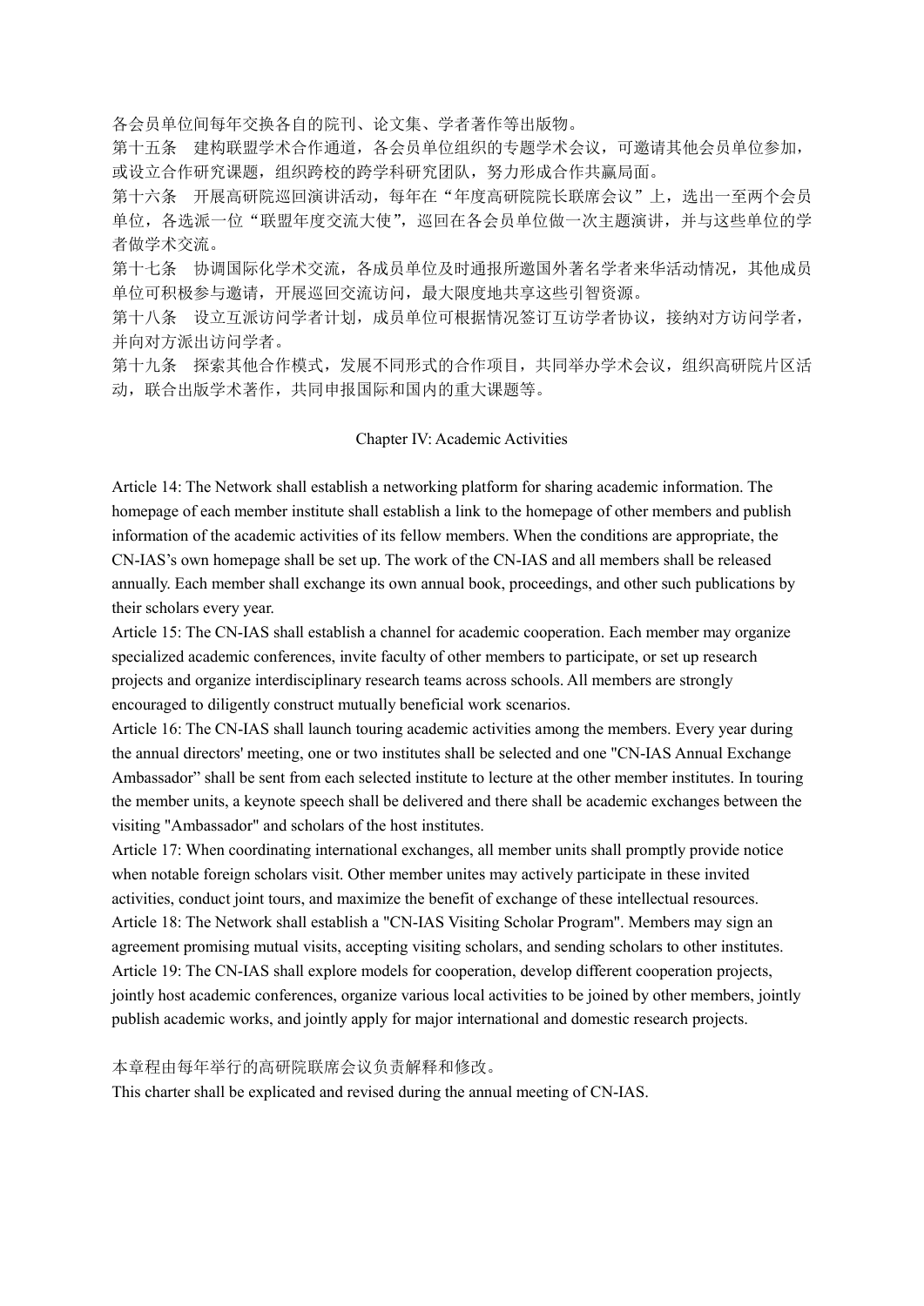各会员单位间每年交换各自的院刊、论文集、学者著作等出版物。

第十五条　建构联盟学术合作通道，各会员单位组织的专题学术会议，可邀请其他会员单位参加，或设立合作研究课题，组织跨校的跨学科研究团队，努力形成合作共赢局面。

第十六条　开展高研院巡回演讲活动，每年在"年度高研院院长联席会议"上，选出一至两个会员单位，各选派一位"联盟年度交流大使"，巡回在各会员单位做一次主题演讲，并与这些单位的学者做学术交流。

第十七条　协调国际化学术交流，各成员单位及时通报所邀国外著名学者来华活动情况，其他成员单位可积极参与邀请，开展巡回交流访问，最大限度地共享这些引智资源。

第十八条　设立互派访问学者计划，成员单位可根据情况签订互访学者协议，接纳对方访问学者，并向对方派出访问学者。

第十九条　探索其他合作模式，发展不同形式的合作项目，共同举办学术会议，组织高研院片区活动，联合出版学术著作，共同申报国际和国内的重大课题等。

## Chapter IV: Academic Activities

Article 14: The Network shall establish a networking platform for sharing academic information. The homepage of each member institute shall establish a link to the homepage of other members and publish information of the academic activities of its fellow members. When the conditions are appropriate, the CN-IAS's own homepage shall be set up. The work of the CN-IAS and all members shall be released annually. Each member shall exchange its own annual book, proceedings, and other such publications by their scholars every year.

Article 15: The CN-IAS shall establish a channel for academic cooperation. Each member may organize specialized academic conferences, invite faculty of other members to participate, or set up research projects and organize interdisciplinary research teams across schools. All members are strongly encouraged to diligently construct mutually beneficial work scenarios.

Article 16: The CN-IAS shall launch touring academic activities among the members. Every year during the annual directors' meeting, one or two institutes shall be selected and one "CN-IAS Annual Exchange Ambassador" shall be sent from each selected institute to lecture at the other member institutes. In touring the member units, a keynote speech shall be delivered and there shall be academic exchanges between the visiting "Ambassador" and scholars of the host institutes.

Article 17: When coordinating international exchanges, all member units shall promptly provide notice when notable foreign scholars visit. Other member unites may actively participate in these invited activities, conduct joint tours, and maximize the benefit of exchange of these intellectual resources.

Article 18: The Network shall establish a "CN-IAS Visiting Scholar Program". Members may sign an agreement promising mutual visits, accepting visiting scholars, and sending scholars to other institutes.

Article 19: The CN-IAS shall explore models for cooperation, develop different cooperation projects, jointly host academic conferences, organize various local activities to be joined by other members, jointly publish academic works, and jointly apply for major international and domestic research projects.

本章程由每年举行的高研院联席会议负责解释和修改。

This charter shall be explicated and revised during the annual meeting of CN-IAS.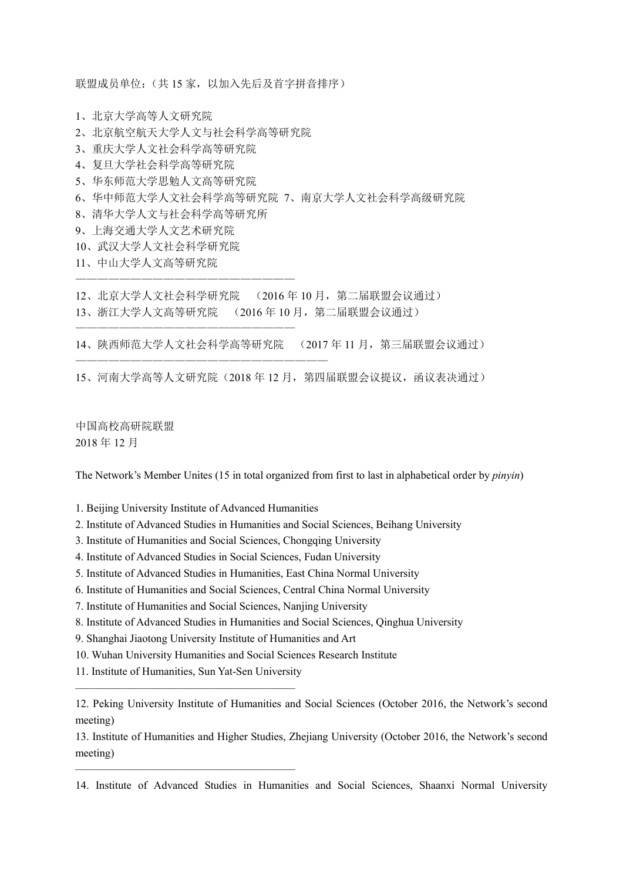联盟成员单位：（共 15 家，以加入先后及首字拼音排序）

1、北京大学高等人文研究院
2、北京航空航天大学人文与社会科学高等研究院
3、重庆大学人文社会科学高等研究院
4、复旦大学社会科学高等研究院
5、华东师范大学思勉人文高等研究院
6、华中师范大学人文社会科学高等研究院 7、南京大学人文社会科学高级研究院
8、清华大学人文与社会科学高等研究所
9、上海交通大学人文艺术研究院
10、武汉大学人文社会科学研究院
11、中山大学人文高等研究院

————————————————————

12、北京大学人文社会科学研究院 （2016 年 10 月，第二届联盟会议通过）
13、浙江大学人文高等研究院 （2016 年 10 月，第二届联盟会议通过）

————————————————————

14、陕西师范大学人文社会科学高等研究院 （2017 年 11 月，第三届联盟会议通过）

——————————————————————

15、河南大学高等人文研究院（2018 年 12 月，第四届联盟会议提议，函议表决通过）

中国高校高研院联盟
2018 年 12 月

The Network's Member Unites (15 in total organized from first to last in alphabetical order by *pinyin*)

1. Beijing University Institute of Advanced Humanities
2. Institute of Advanced Studies in Humanities and Social Sciences, Beihang University
3. Institute of Humanities and Social Sciences, Chongqing University
4. Institute of Advanced Studies in Social Sciences, Fudan University
5. Institute of Advanced Studies in Humanities, East China Normal University
6. Institute of Humanities and Social Sciences, Central China Normal University
7. Institute of Humanities and Social Sciences, Nanjing University
8. Institute of Advanced Studies in Humanities and Social Sciences, Qinghua University
9. Shanghai Jiaotong University Institute of Humanities and Art
10. Wuhan University Humanities and Social Sciences Research Institute
11. Institute of Humanities, Sun Yat-Sen University

————————————————————

12. Peking University Institute of Humanities and Social Sciences (October 2016, the Network's second meeting)
13. Institute of Humanities and Higher Studies, Zhejiang University (October 2016, the Network's second meeting)

————————————————————

14. Institute of Advanced Studies in Humanities and Social Sciences, Shaanxi Normal University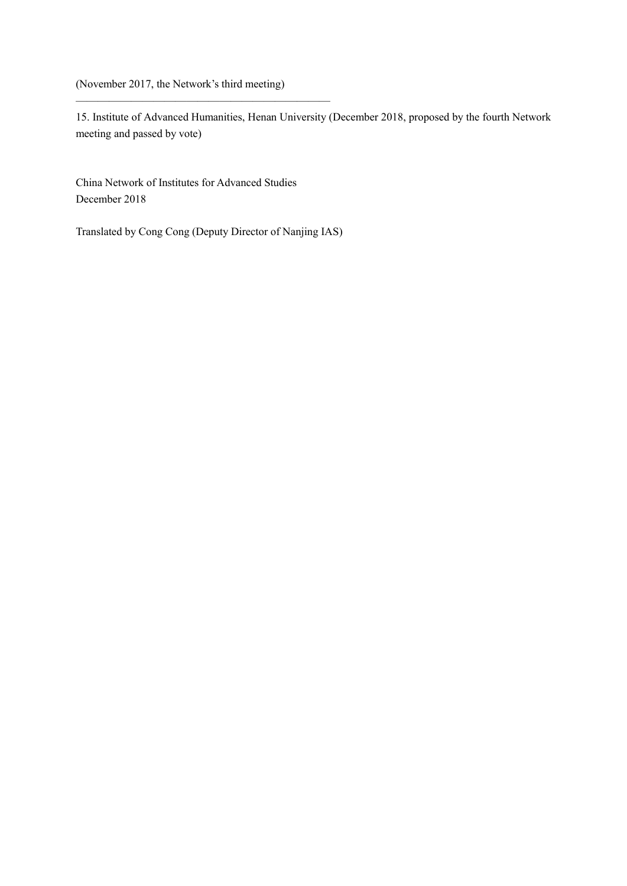(November 2017, the Network's third meeting)

---

15. Institute of Advanced Humanities, Henan University (December 2018, proposed by the fourth Network meeting and passed by vote)

China Network of Institutes for Advanced Studies
December 2018

Translated by Cong Cong (Deputy Director of Nanjing IAS)